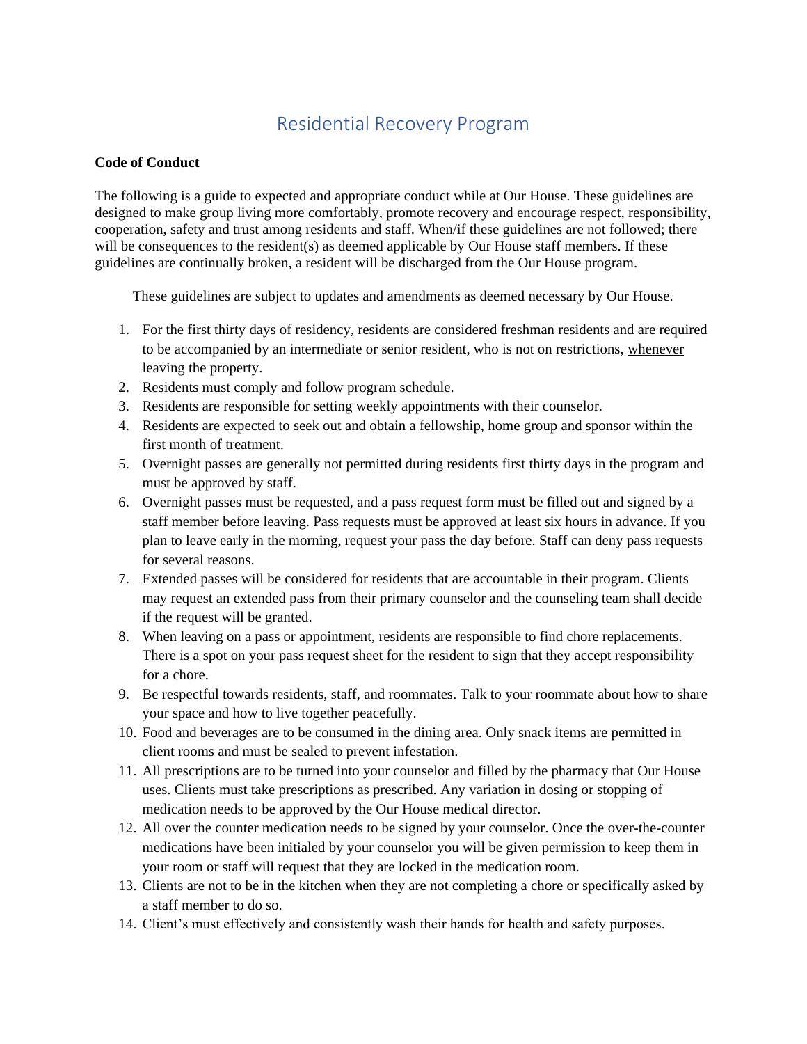# Residential Recovery Program

**Code of Conduct**

The following is a guide to expected and appropriate conduct while at Our House. These guidelines are designed to make group living more comfortably, promote recovery and encourage respect, responsibility, cooperation, safety and trust among residents and staff. When/if these guidelines are not followed; there will be consequences to the resident(s) as deemed applicable by Our House staff members. If these guidelines are continually broken, a resident will be discharged from the Our House program.

These guidelines are subject to updates and amendments as deemed necessary by Our House.

1. For the first thirty days of residency, residents are considered freshman residents and are required to be accompanied by an intermediate or senior resident, who is not on restrictions, <u>whenever</u> leaving the property.
2. Residents must comply and follow program schedule.
3. Residents are responsible for setting weekly appointments with their counselor.
4. Residents are expected to seek out and obtain a fellowship, home group and sponsor within the first month of treatment.
5. Overnight passes are generally not permitted during residents first thirty days in the program and must be approved by staff.
6. Overnight passes must be requested, and a pass request form must be filled out and signed by a staff member before leaving. Pass requests must be approved at least six hours in advance. If you plan to leave early in the morning, request your pass the day before. Staff can deny pass requests for several reasons.
7. Extended passes will be considered for residents that are accountable in their program. Clients may request an extended pass from their primary counselor and the counseling team shall decide if the request will be granted.
8. When leaving on a pass or appointment, residents are responsible to find chore replacements. There is a spot on your pass request sheet for the resident to sign that they accept responsibility for a chore.
9. Be respectful towards residents, staff, and roommates. Talk to your roommate about how to share your space and how to live together peacefully.
10. Food and beverages are to be consumed in the dining area. Only snack items are permitted in client rooms and must be sealed to prevent infestation.
11. All prescriptions are to be turned into your counselor and filled by the pharmacy that Our House uses. Clients must take prescriptions as prescribed. Any variation in dosing or stopping of medication needs to be approved by the Our House medical director.
12. All over the counter medication needs to be signed by your counselor. Once the over-the-counter medications have been initialed by your counselor you will be given permission to keep them in your room or staff will request that they are locked in the medication room.
13. Clients are not to be in the kitchen when they are not completing a chore or specifically asked by a staff member to do so.
14. Client's must effectively and consistently wash their hands for health and safety purposes.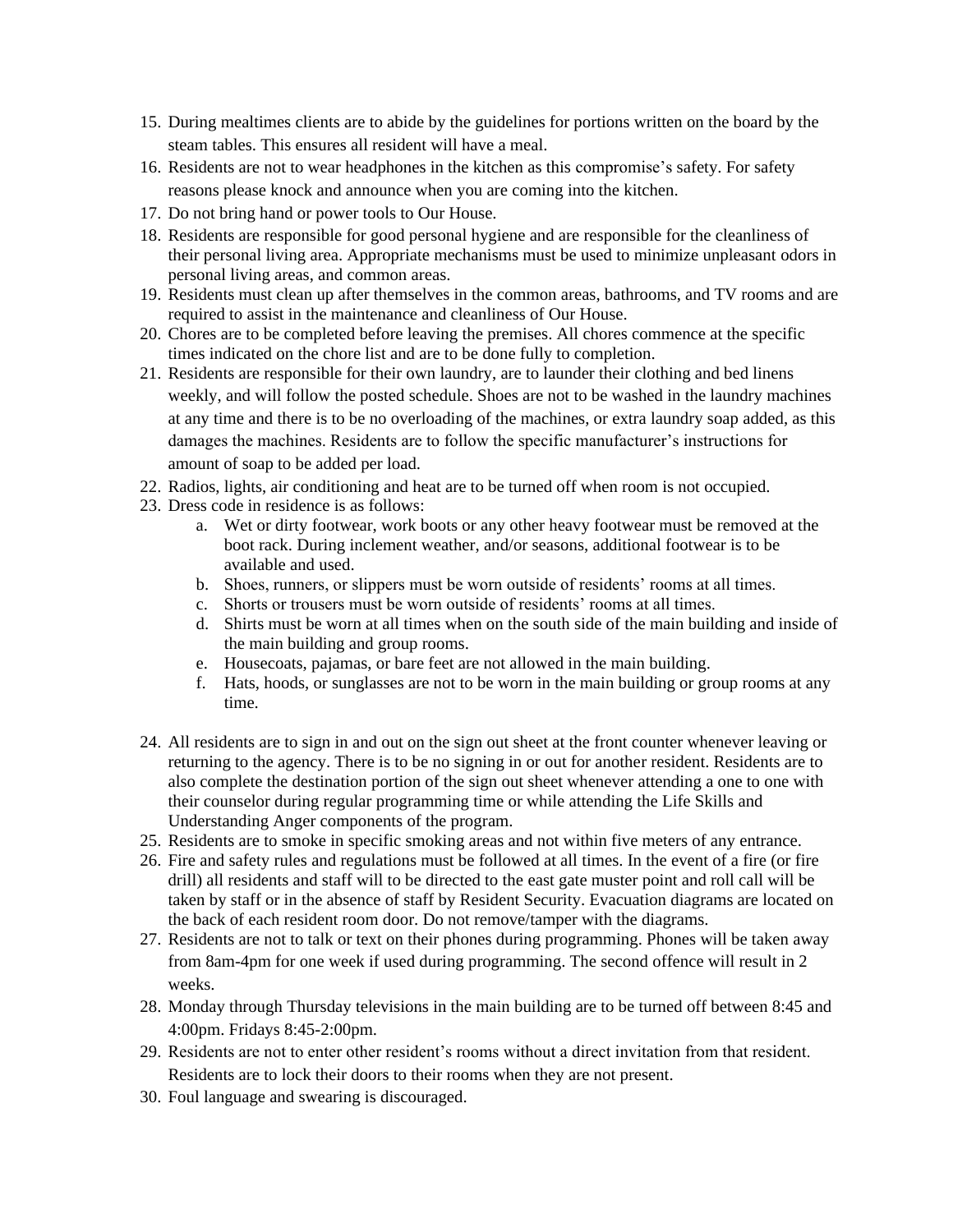15. During mealtimes clients are to abide by the guidelines for portions written on the board by the steam tables. This ensures all resident will have a meal.
16. Residents are not to wear headphones in the kitchen as this compromise's safety. For safety reasons please knock and announce when you are coming into the kitchen.
17. Do not bring hand or power tools to Our House.
18. Residents are responsible for good personal hygiene and are responsible for the cleanliness of their personal living area. Appropriate mechanisms must be used to minimize unpleasant odors in personal living areas, and common areas.
19. Residents must clean up after themselves in the common areas, bathrooms, and TV rooms and are required to assist in the maintenance and cleanliness of Our House.
20. Chores are to be completed before leaving the premises. All chores commence at the specific times indicated on the chore list and are to be done fully to completion.
21. Residents are responsible for their own laundry, are to launder their clothing and bed linens weekly, and will follow the posted schedule. Shoes are not to be washed in the laundry machines at any time and there is to be no overloading of the machines, or extra laundry soap added, as this damages the machines. Residents are to follow the specific manufacturer's instructions for amount of soap to be added per load.
22. Radios, lights, air conditioning and heat are to be turned off when room is not occupied.
23. Dress code in residence is as follows:
    a. Wet or dirty footwear, work boots or any other heavy footwear must be removed at the boot rack. During inclement weather, and/or seasons, additional footwear is to be available and used.
    b. Shoes, runners, or slippers must be worn outside of residents' rooms at all times.
    c. Shorts or trousers must be worn outside of residents' rooms at all times.
    d. Shirts must be worn at all times when on the south side of the main building and inside of the main building and group rooms.
    e. Housecoats, pajamas, or bare feet are not allowed in the main building.
    f. Hats, hoods, or sunglasses are not to be worn in the main building or group rooms at any time.
24. All residents are to sign in and out on the sign out sheet at the front counter whenever leaving or returning to the agency. There is to be no signing in or out for another resident. Residents are to also complete the destination portion of the sign out sheet whenever attending a one to one with their counselor during regular programming time or while attending the Life Skills and Understanding Anger components of the program.
25. Residents are to smoke in specific smoking areas and not within five meters of any entrance.
26. Fire and safety rules and regulations must be followed at all times. In the event of a fire (or fire drill) all residents and staff will to be directed to the east gate muster point and roll call will be taken by staff or in the absence of staff by Resident Security. Evacuation diagrams are located on the back of each resident room door. Do not remove/tamper with the diagrams.
27. Residents are not to talk or text on their phones during programming. Phones will be taken away from 8am-4pm for one week if used during programming. The second offence will result in 2 weeks.
28. Monday through Thursday televisions in the main building are to be turned off between 8:45 and 4:00pm. Fridays 8:45-2:00pm.
29. Residents are not to enter other resident's rooms without a direct invitation from that resident. Residents are to lock their doors to their rooms when they are not present.
30. Foul language and swearing is discouraged.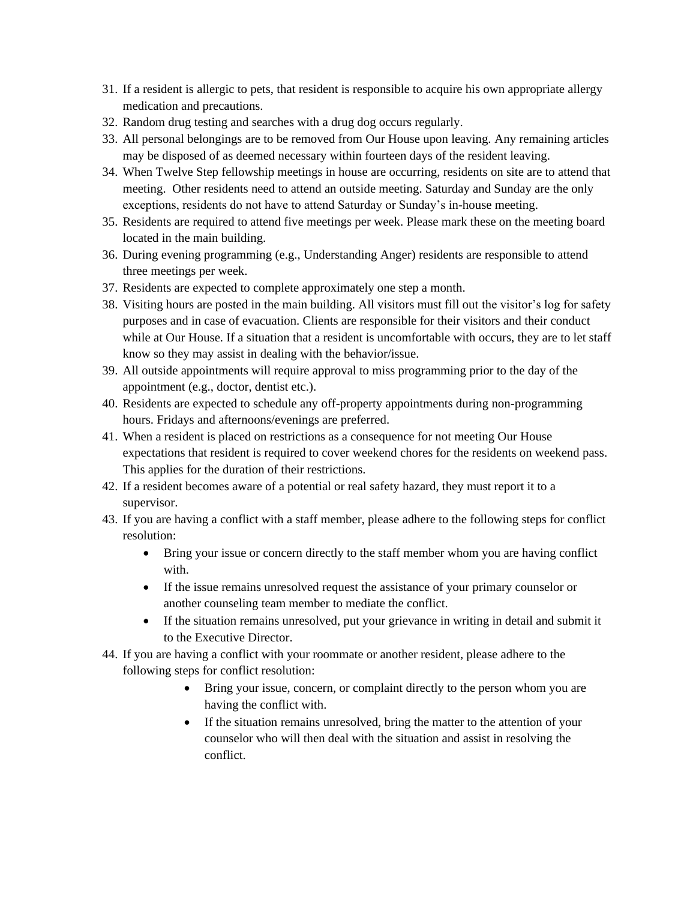31. If a resident is allergic to pets, that resident is responsible to acquire his own appropriate allergy medication and precautions.
32. Random drug testing and searches with a drug dog occurs regularly.
33. All personal belongings are to be removed from Our House upon leaving. Any remaining articles may be disposed of as deemed necessary within fourteen days of the resident leaving.
34. When Twelve Step fellowship meetings in house are occurring, residents on site are to attend that meeting. Other residents need to attend an outside meeting. Saturday and Sunday are the only exceptions, residents do not have to attend Saturday or Sunday's in-house meeting.
35. Residents are required to attend five meetings per week. Please mark these on the meeting board located in the main building.
36. During evening programming (e.g., Understanding Anger) residents are responsible to attend three meetings per week.
37. Residents are expected to complete approximately one step a month.
38. Visiting hours are posted in the main building. All visitors must fill out the visitor's log for safety purposes and in case of evacuation. Clients are responsible for their visitors and their conduct while at Our House. If a situation that a resident is uncomfortable with occurs, they are to let staff know so they may assist in dealing with the behavior/issue.
39. All outside appointments will require approval to miss programming prior to the day of the appointment (e.g., doctor, dentist etc.).
40. Residents are expected to schedule any off-property appointments during non-programming hours. Fridays and afternoons/evenings are preferred.
41. When a resident is placed on restrictions as a consequence for not meeting Our House expectations that resident is required to cover weekend chores for the residents on weekend pass. This applies for the duration of their restrictions.
42. If a resident becomes aware of a potential or real safety hazard, they must report it to a supervisor.
43. If you are having a conflict with a staff member, please adhere to the following steps for conflict resolution:
    - Bring your issue or concern directly to the staff member whom you are having conflict with.
    - If the issue remains unresolved request the assistance of your primary counselor or another counseling team member to mediate the conflict.
    - If the situation remains unresolved, put your grievance in writing in detail and submit it to the Executive Director.
44. If you are having a conflict with your roommate or another resident, please adhere to the following steps for conflict resolution:
    - Bring your issue, concern, or complaint directly to the person whom you are having the conflict with.
    - If the situation remains unresolved, bring the matter to the attention of your counselor who will then deal with the situation and assist in resolving the conflict.